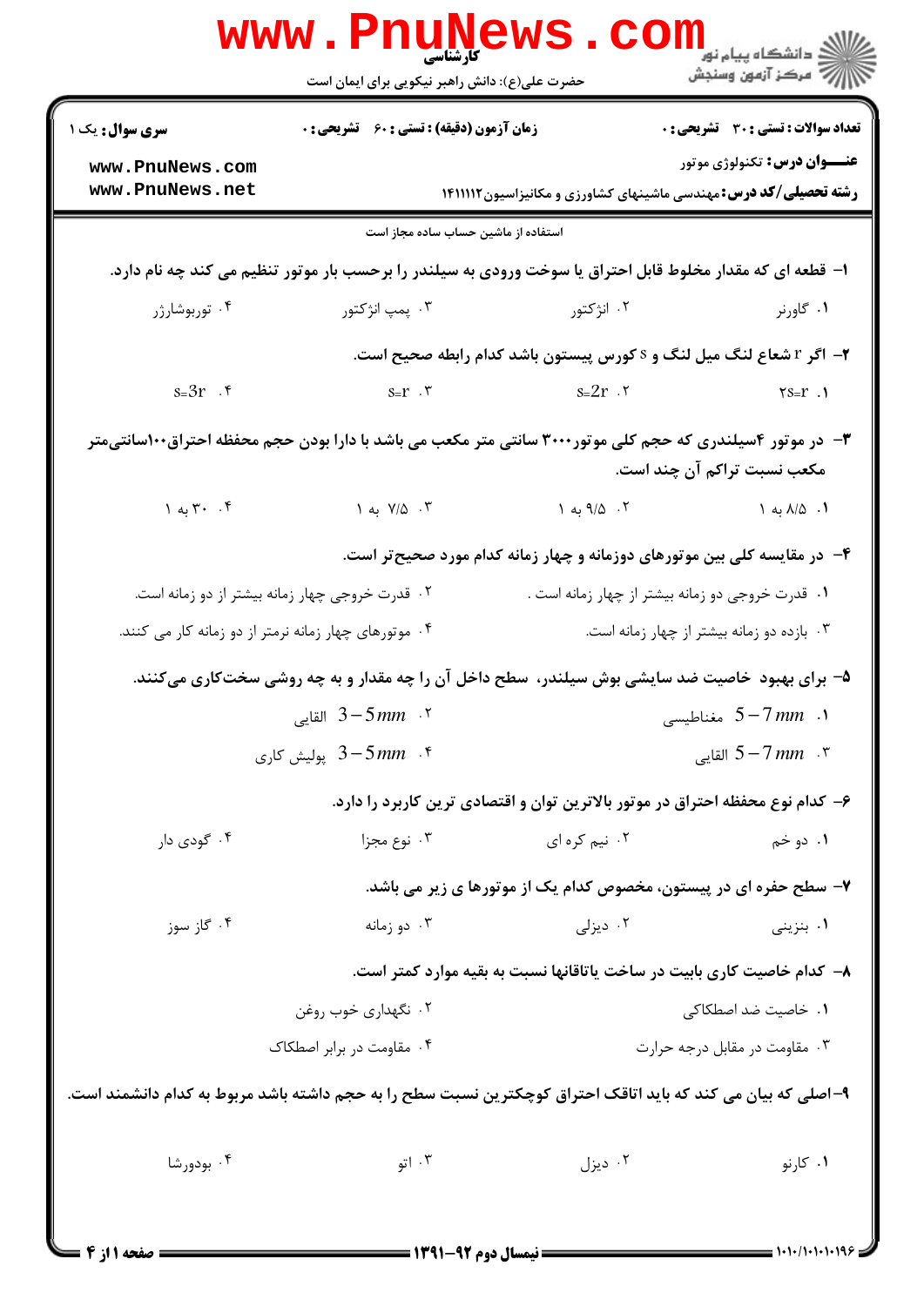کارشناسی

حضرت علی(ع): دانش راهبر نیکویی برای ایمان است

**سری سوال:** یک ۱ | **زمان آزمون (دقیقه) : تستی : ۶۰ تشریحی : ۰** | **تعداد سوالات : تستی : ۳۰ تشریحی : ۰**

**عنـــوان درس:** تکنولوژی موتور

**رشته تحصیلی/کد درس:** مهندسی ماشینهای کشاورزی و مکانیزاسیون ۱۴۱۱۱۱۲

استفاده از ماشین حساب ساده مجاز است

۱- قطعه ای که مقدار مخلوط قابل احتراق یا سوخت ورودی به سیلندر را برحسب بار موتور تنظیم می کند چه نام دارد.

۱. گاورنر ۲. انژکتور ۳. پمپ انژکتور ۴. توربوشارژر

۲- اگر r شعاع لنگ میل لنگ و s کورس پیستون باشد کدام رابطه صحیح است.

۱. $2s=r$ ۲. $s=2r$ ۳. $s=r$ ۴. $s=3r$

۳- در موتور ۴سیلندری که حجم کلی موتور۳۰۰۰ سانتی متر مکعب می باشد با دارا بودن حجم محفظه احتراق۱۰۰سانتی‌متر مکعب نسبت تراکم آن چند است.

۱. ۸/۵ به ۱ ۲. ۹/۵ به ۱ ۳. ۷/۵ به ۱ ۴. ۳۰ به ۱

۴- در مقایسه کلی بین موتورهای دوزمانه و چهار زمانه کدام مورد صحیح‌تر است.

۱. قدرت خروجی دو زمانه بیشتر از چهار زمانه است .

۲. قدرت خروجی چهار زمانه بیشتر از دو زمانه است.

۳. بازده دو زمانه بیشتر از چهار زمانه است.

۴. موتورهای چهار زمانه نرمتر از دو زمانه کار می کنند.

۵- برای بهبود خاصیت ضد سایشی بوش سیلندر، سطح داخل آن را چه مقدار و به چه روشی سخت‌کاری می‌کنند.

۱. $5-7\,mm$ مغناطیسی

۲. $3-5\,mm$ القایی

۳. $5-7\,mm$ القایی

۴. $3-5\,mm$ پولیش کاری

۶- کدام نوع محفظه احتراق در موتور بالاترین توان و اقتصادی ترین کاربرد را دارد.

۱. دو خم ۲. نیم کره ای ۳. نوع مجزا ۴. گودی دار

۷- سطح حفره ای در پیستون، مخصوص کدام یک از موتورها ی زیر می باشد.

۱. بنزینی ۲. دیزلی ۳. دو زمانه ۴. گاز سوز

۸- کدام خاصیت کاری بابیت در ساخت یاتاقانها نسبت به بقیه موارد کمتر است.

۱. خاصیت ضد اصطکاکی

۲. نگهداری خوب روغن

۳. مقاومت در مقابل درجه حرارت

۴. مقاومت در برابر اصطکاک

۹-اصلی که بیان می کند که باید اتاقک احتراق کوچکترین نسبت سطح را به حجم داشته باشد مربوط به کدام دانشمند است.

۱. کارنو ۲. دیزل ۳. اتو ۴. بودورشا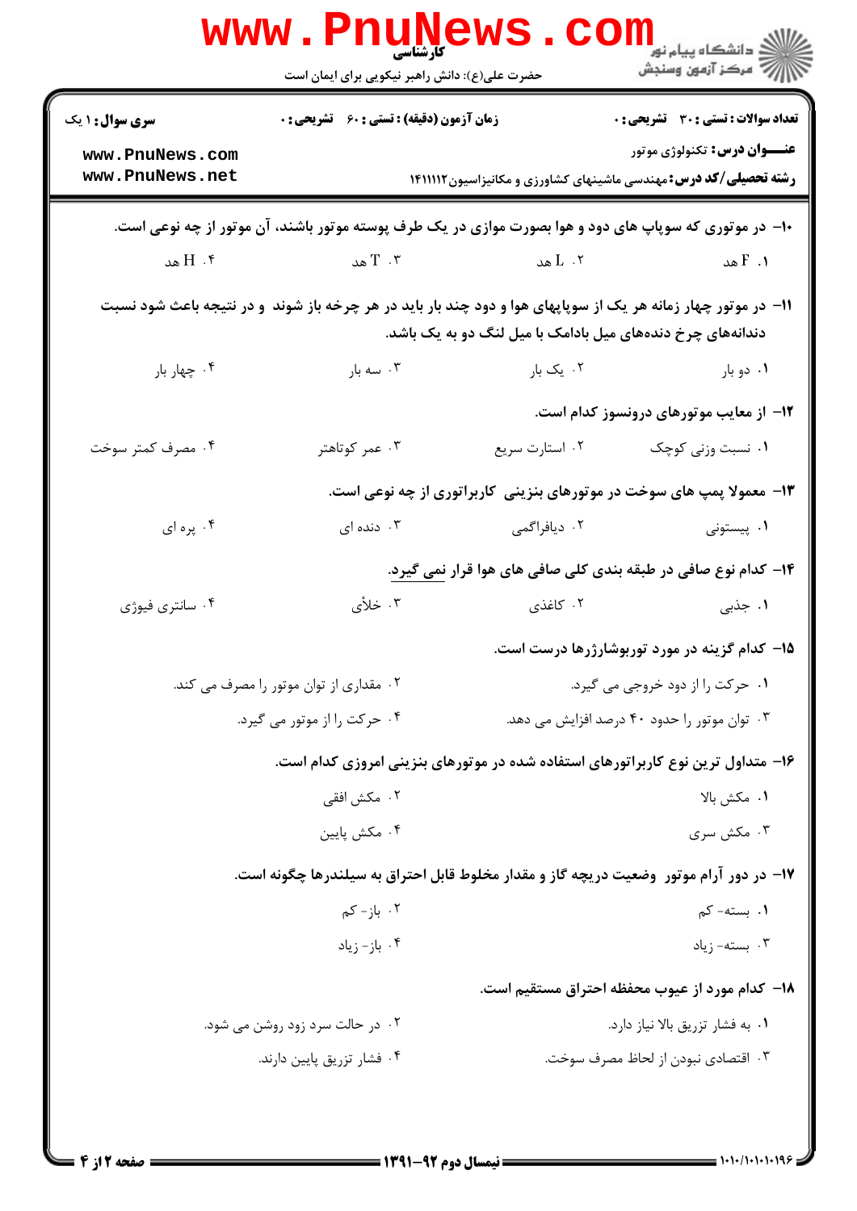**سری سوال:** ۱ یک | **زمان آزمون (دقیقه) : تستی :** ۶۰ **تشریحی :** ۰ | **تعداد سوالات : تستی :** ۳۰ **تشریحی :** ۰

**عنـــوان درس:** تکنولوژی موتور

**رشته تحصیلی/کد درس:** مهندسی ماشینهای کشاورزی و مکانیزاسیون ۱۴۱۱۱۱۲

۱۰- در موتوری که سوپاپ های دود و هوا بصورت موازی در یک طرف پوسته موتور باشند، آن موتور از چه نوعی است.

۱. F هد ۲. L هد ۳. T هد ۴. H هد

۱۱- در موتور چهار زمانه هر یک از سوپاپهای هوا و دود چند بار باید در هر چرخه باز شوند و در نتیجه باعث شود نسبت دندانه‌های چرخ دنده‌های میل بادامک با میل لنگ دو به یک باشد.

۱. دو بار ۲. یک بار ۳. سه بار ۴. چهار بار

۱۲- از معایب موتورهای درونسوز کدام است.

۱. نسبت وزنی کوچک ۲. استارت سریع ۳. عمر کوتاهتر ۴. مصرف کمتر سوخت

۱۳- معمولا پمپ های سوخت در موتورهای بنزینی کاربراتوری از چه نوعی است.

۱. پیستونی ۲. دیافراگمی ۳. دنده ای ۴. پره ای

۱۴- کدام نوع صافی در طبقه بندی کلی صافی های هوا قرار نمی گیرد.

۱. جذبی ۲. کاغذی ۳. خلأی ۴. سانتری فیوژی

۱۵- کدام گزینه در مورد توربوشارژرها درست است.

۱. حرکت را از دود خروجی می گیرد.
۲. مقداری از توان موتور را مصرف می کند.
۳. توان موتور را حدود ۴۰ درصد افزایش می دهد.
۴. حرکت را از موتور می گیرد.

۱۶- متداول ترین نوع کاربراتورهای استفاده شده در موتورهای بنزینی امروزی کدام است.

۱. مکش بالا
۲. مکش افقی
۳. مکش سری
۴. مکش پایین

۱۷- در دور آرام موتور وضعیت دریچه گاز و مقدار مخلوط قابل احتراق به سیلندرها چگونه است.

۱. بسته- کم
۲. باز- کم
۳. بسته- زیاد
۴. باز- زیاد

۱۸- کدام مورد از عیوب محفظه احتراق مستقیم است.

۱. به فشار تزریق بالا نیاز دارد.
۲. در حالت سرد زود روشن می شود.
۳. اقتصادی نبودن از لحاظ مصرف سوخت.
۴. فشار تزریق پایین دارند.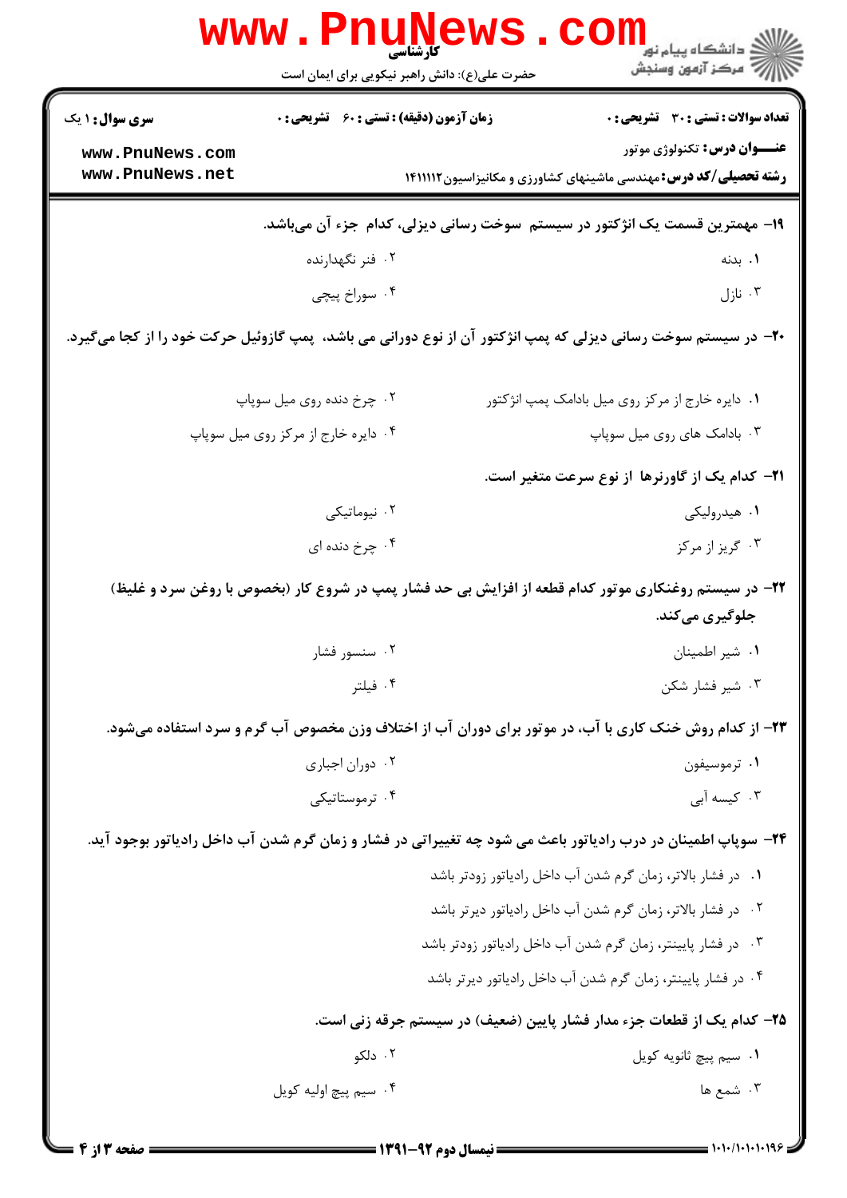**۱۹- مهمترین قسمت یک انژکتور در سیستم سوخت رسانی دیزلی، کدام جزء آن می‌باشد.**

۱. بدنه

۲. فنر نگهدارنده

۳. نازل

۴. سوراخ پیچی

**۲۰- در سیستم سوخت رسانی دیزلی که پمپ انژکتور آن از نوع دورانی می باشد، پمپ گازوئیل حرکت خود را از کجا می‌گیرد.**

۱. دایره خارج از مرکز روی میل بادامک پمپ انژکتور

۲. چرخ دنده روی میل سوپاپ

۳. بادامک های روی میل سوپاپ

۴. دایره خارج از مرکز روی میل سوپاپ

**۲۱- کدام یک از گاورنرها از نوع سرعت متغیر است.**

۱. هیدرولیکی

۲. نیوماتیکی

۳. گریز از مرکز

۴. چرخ دنده ای

**۲۲- در سیستم روغنکاری موتور کدام قطعه از افزایش بی حد فشار پمپ در شروع کار (بخصوص با روغن سرد و غلیظ) جلوگیری می‌کند.**

۱. شیر اطمینان

۲. سنسور فشار

۳. شیر فشار شکن

۴. فیلتر

**۲۳- از کدام روش خنک کاری با آب، در موتور برای دوران آب از اختلاف وزن مخصوص آب گرم و سرد استفاده می‌شود.**

۱. ترموسیفون

۲. دوران اجباری

۳. کیسه آبی

۴. ترموستاتیکی

**۲۴- سوپاپ اطمینان در درب رادیاتور باعث می شود چه تغییراتی در فشار و زمان گرم شدن آب داخل رادیاتور بوجود آید.**

۱. در فشار بالاتر، زمان گرم شدن آب داخل رادیاتور زودتر باشد

۲. در فشار بالاتر، زمان گرم شدن آب داخل رادیاتور دیرتر باشد

۳. در فشار پایینتر، زمان گرم شدن آب داخل رادیاتور زودتر باشد

۴. در فشار پایینتر، زمان گرم شدن آب داخل رادیاتور دیرتر باشد

**۲۵- کدام یک از قطعات جزء مدار فشار پایین (ضعیف) در سیستم جرقه زنی است.**

۱. سیم پیچ ثانویه کویل

۲. دلکو

۳. شمع ها

۴. سیم پیچ اولیه کویل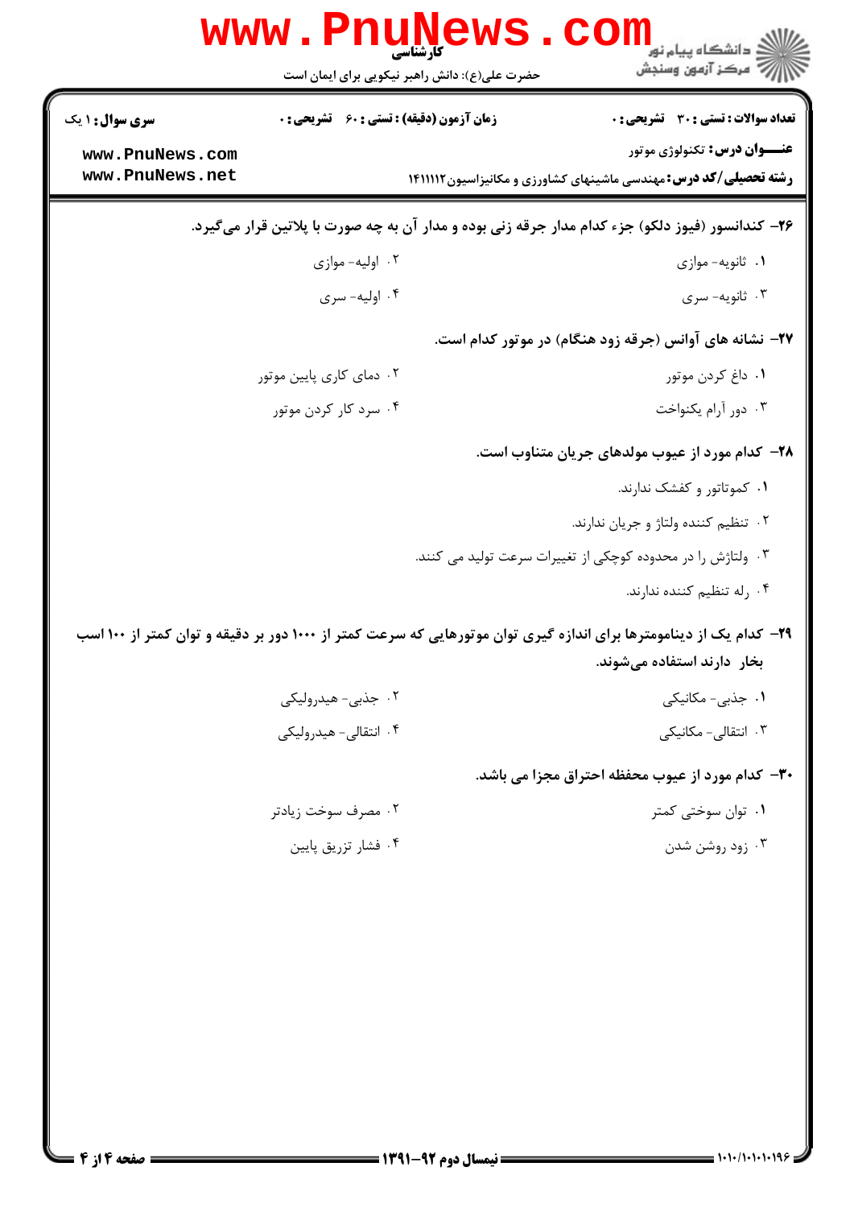۲۶- کندانسور (فیوز دلکو) جزء کدام مدار جرقه زنی بوده و مدار آن به چه صورت با پلاتین قرار می‌گیرد.

۱. ثانویه- موازی

۲. اولیه- موازی

۳. ثانویه- سری

۴. اولیه- سری

۲۷- نشانه های آوانس (جرقه زود هنگام) در موتور کدام است.

۱. داغ کردن موتور

۲. دمای کاری پایین موتور

۳. دور آرام یکنواخت

۴. سرد کار کردن موتور

۲۸- کدام مورد از عیوب مولدهای جریان متناوب است.

۱. کموتاتور و کفشک ندارند.

۲. تنظیم کننده ولتاژ و جریان ندارند.

۳. ولتاژش را در محدوده کوچکی از تغییرات سرعت تولید می کنند.

۴. رله تنظیم کننده ندارند.

۲۹- کدام یک از دینامومترها برای اندازه گیری توان موتورهایی که سرعت کمتر از ۱۰۰۰ دور بر دقیقه و توان کمتر از ۱۰۰ اسب بخار دارند استفاده می‌شوند.

۱. جذبی- مکانیکی

۲. جذبی- هیدرولیکی

۳. انتقالی- مکانیکی

۴. انتقالی- هیدرولیکی

۳۰- کدام مورد از عیوب محفظه احتراق مجزا می باشد.

۱. توان سوختی کمتر

۲. مصرف سوخت زیادتر

۳. زود روشن شدن

۴. فشار تزریق پایین